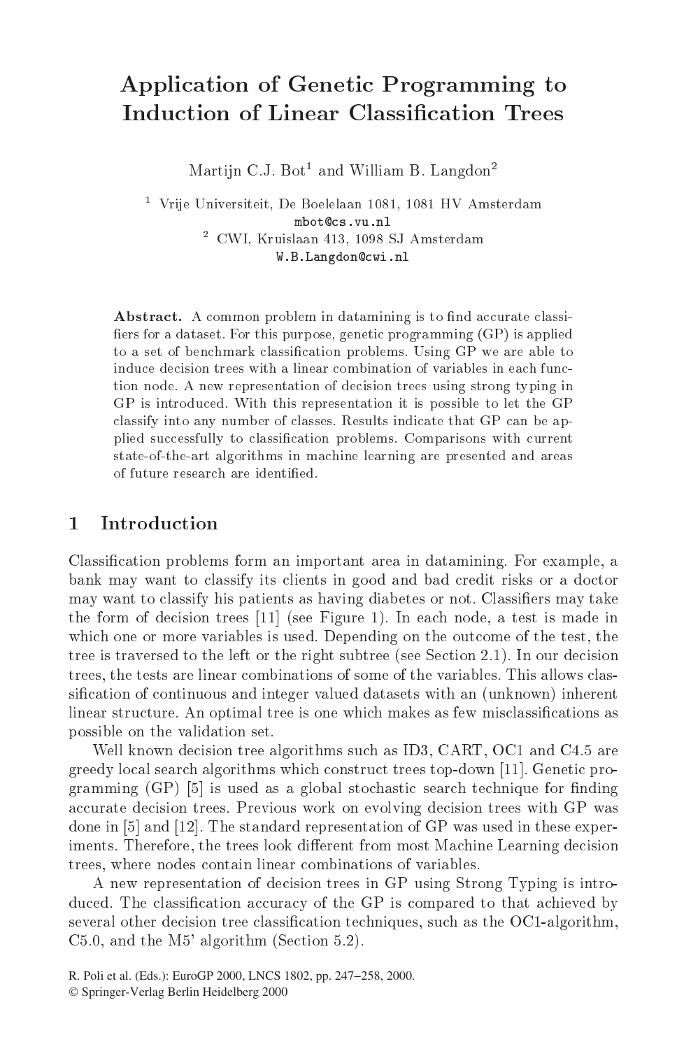# Application of Genetic Programming to Induction of Linear Classification Trees

Martijn C.J. Bot[1] and William B. Langdon[2]

[1] Vrije Universiteit, De Boelelaan 1081, 1081 HV Amsterdam
mbot@cs.vu.nl

[2] CWI, Kruislaan 413, 1098 SJ Amsterdam
W.B.Langdon@cwi.nl

**Abstract.** A common problem in datamining is to find accurate classifiers for a dataset. For this purpose, genetic programming (GP) is applied to a set of benchmark classification problems. Using GP we are able to induce decision trees with a linear combination of variables in each function node. A new representation of decision trees using strong typing in GP is introduced. With this representation it is possible to let the GP classify into any number of classes. Results indicate that GP can be applied successfully to classification problems. Comparisons with current state-of-the-art algorithms in machine learning are presented and areas of future research are identified.

## 1 Introduction

Classification problems form an important area in datamining. For example, a bank may want to classify its clients in good and bad credit risks or a doctor may want to classify his patients as having diabetes or not. Classifiers may take the form of decision trees [11] (see Figure 1). In each node, a test is made in which one or more variables is used. Depending on the outcome of the test, the tree is traversed to the left or the right subtree (see Section 2.1). In our decision trees, the tests are linear combinations of some of the variables. This allows classification of continuous and integer valued datasets with an (unknown) inherent linear structure. An optimal tree is one which makes as few misclassifications as possible on the validation set.

Well known decision tree algorithms such as ID3, CART, OC1 and C4.5 are greedy local search algorithms which construct trees top-down [11]. Genetic programming (GP) [5] is used as a global stochastic search technique for finding accurate decision trees. Previous work on evolving decision trees with GP was done in [5] and [12]. The standard representation of GP was used in these experiments. Therefore, the trees look different from most Machine Learning decision trees, where nodes contain linear combinations of variables.

A new representation of decision trees in GP using Strong Typing is introduced. The classification accuracy of the GP is compared to that achieved by several other decision tree classification techniques, such as the OC1-algorithm, C5.0, and the M5' algorithm (Section 5.2).

R. Poli et al. (Eds.): EuroGP 2000, LNCS 1802, pp. 247–258, 2000.
© Springer-Verlag Berlin Heidelberg 2000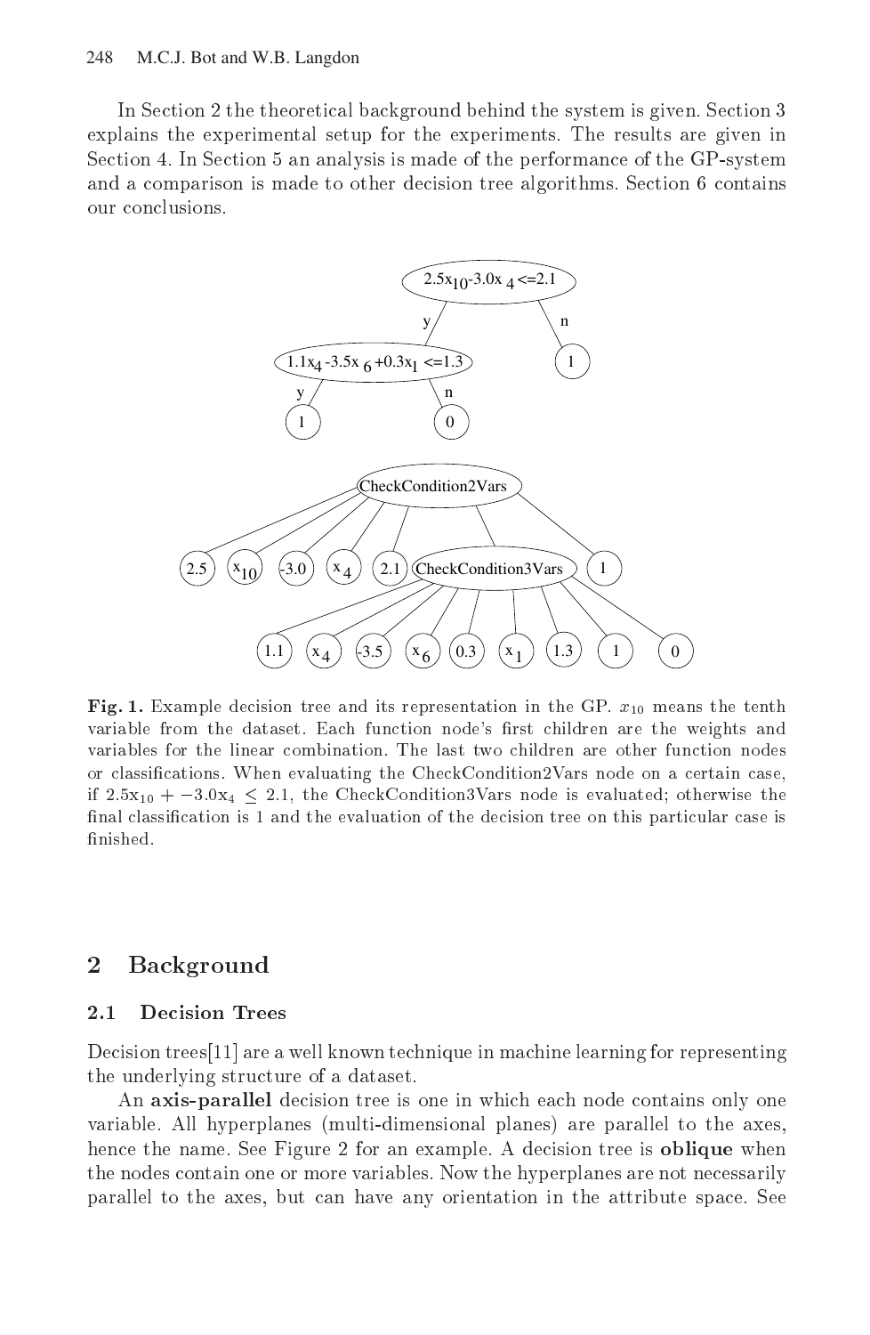In Section 2 the theoretical background behind the system is given. Section 3 explains the experimental setup for the experiments. The results are given in Section 4. In Section 5 an analysis is made of the performance of the GP-system and a comparison is made to other decision tree algorithms. Section 6 contains our conclusions.

**Fig. 1.** Example decision tree and its representation in the GP. $x_{10}$ means the tenth variable from the dataset. Each function node's first children are the weights and variables for the linear combination. The last two children are other function nodes or classifications. When evaluating the CheckCondition2Vars node on a certain case, if $2.5x_{10} + -3.0x_4 \leq 2.1$, the CheckCondition3Vars node is evaluated; otherwise the final classification is 1 and the evaluation of the decision tree on this particular case is finished.

## 2 Background

### 2.1 Decision Trees

Decision trees[11] are a well known technique in machine learning for representing the underlying structure of a dataset.

An **axis-parallel** decision tree is one in which each node contains only one variable. All hyperplanes (multi-dimensional planes) are parallel to the axes, hence the name. See Figure 2 for an example. A decision tree is **oblique** when the nodes contain one or more variables. Now the hyperplanes are not necessarily parallel to the axes, but can have any orientation in the attribute space. See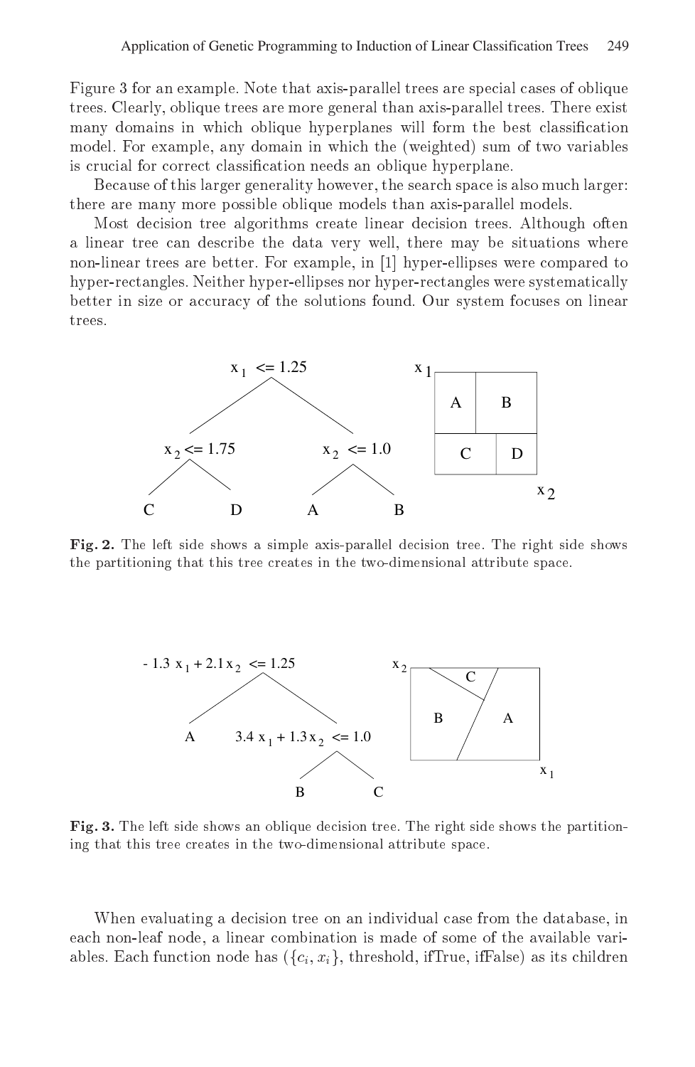Figure 3 for an example. Note that axis-parallel trees are special cases of oblique trees. Clearly, oblique trees are more general than axis-parallel trees. There exist many domains in which oblique hyperplanes will form the best classification model. For example, any domain in which the (weighted) sum of two variables is crucial for correct classification needs an oblique hyperplane.

Because of this larger generality however, the search space is also much larger: there are many more possible oblique models than axis-parallel models.

Most decision tree algorithms create linear decision trees. Although often a linear tree can describe the data very well, there may be situations where non-linear trees are better. For example, in [1] hyper-ellipses were compared to hyper-rectangles. Neither hyper-ellipses nor hyper-rectangles were systematically better in size or accuracy of the solutions found. Our system focuses on linear trees.

**Fig. 2.** The left side shows a simple axis-parallel decision tree. The right side shows the partitioning that this tree creates in the two-dimensional attribute space.

**Fig. 3.** The left side shows an oblique decision tree. The right side shows the partitioning that this tree creates in the two-dimensional attribute space.

When evaluating a decision tree on an individual case from the database, in each non-leaf node, a linear combination is made of some of the available variables. Each function node has ($\{c_i, x_i\}$, threshold, ifTrue, ifFalse) as its children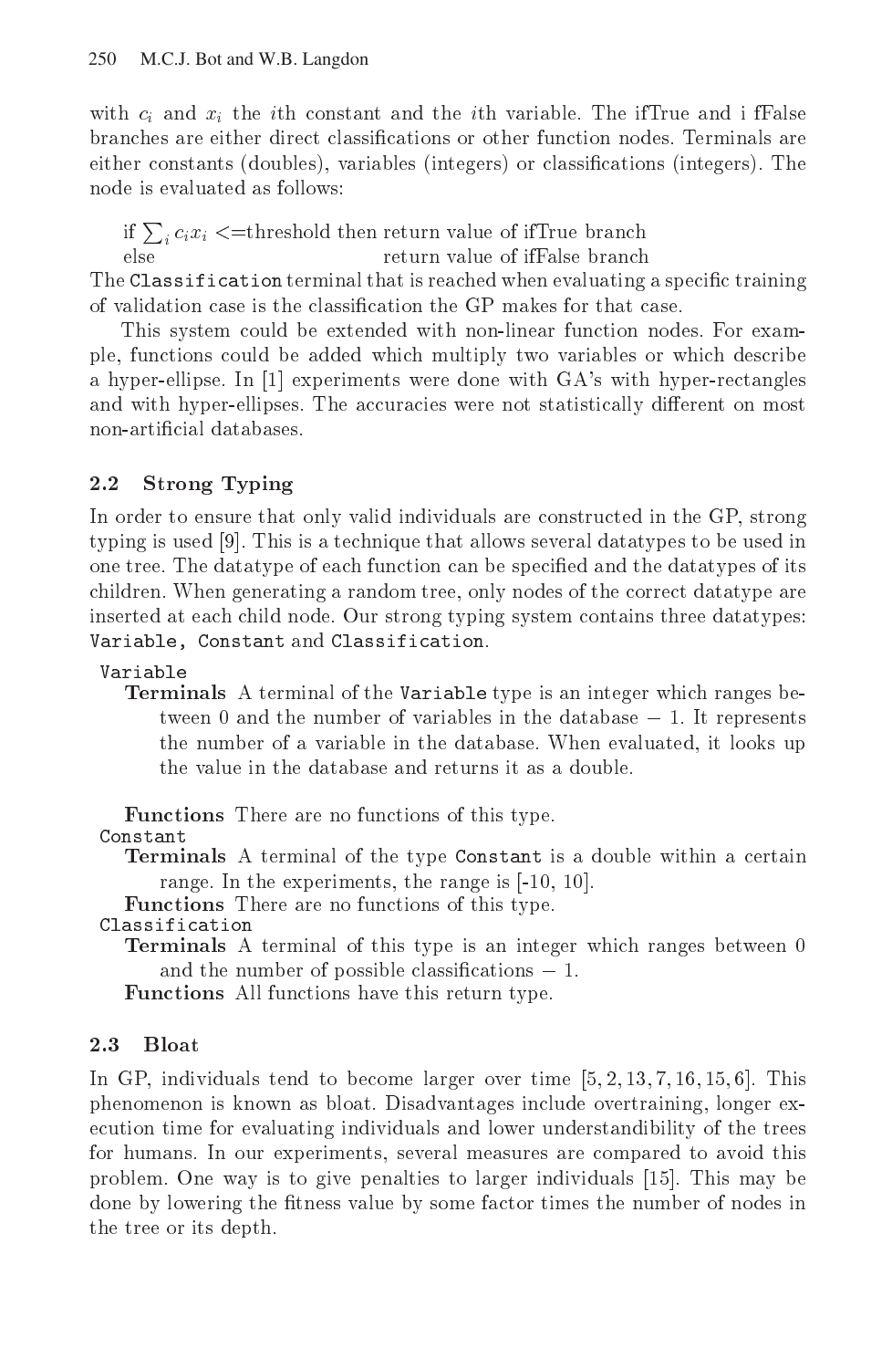with $c_i$ and $x_i$ the $i$th constant and the $i$th variable. The ifTrue and i fFalse branches are either direct classifications or other function nodes. Terminals are either constants (doubles), variables (integers) or classifications (integers). The node is evaluated as follows:

if $\sum_i c_i x_i$ <=threshold then return value of ifTrue branch
else return value of ifFalse branch

The `Classification` terminal that is reached when evaluating a specific training of validation case is the classification the GP makes for that case.

This system could be extended with non-linear function nodes. For example, functions could be added which multiply two variables or which describe a hyper-ellipse. In [1] experiments were done with GA's with hyper-rectangles and with hyper-ellipses. The accuracies were not statistically different on most non-artificial databases.

### 2.2 Strong Typing

In order to ensure that only valid individuals are constructed in the GP, strong typing is used [9]. This is a technique that allows several datatypes to be used in one tree. The datatype of each function can be specified and the datatypes of its children. When generating a random tree, only nodes of the correct datatype are inserted at each child node. Our strong typing system contains three datatypes: `Variable`, `Constant` and `Classification`.

`Variable`

- **Terminals** A terminal of the `Variable` type is an integer which ranges between 0 and the number of variables in the database − 1. It represents the number of a variable in the database. When evaluated, it looks up the value in the database and returns it as a double.
- **Functions** There are no functions of this type.

`Constant`

- **Terminals** A terminal of the type `Constant` is a double within a certain range. In the experiments, the range is [-10, 10].
- **Functions** There are no functions of this type.

`Classification`

- **Terminals** A terminal of this type is an integer which ranges between 0 and the number of possible classifications − 1.
- **Functions** All functions have this return type.

### 2.3 Bloat

In GP, individuals tend to become larger over time [5, 2, 13, 7, 16, 15, 6]. This phenomenon is known as bloat. Disadvantages include overtraining, longer execution time for evaluating individuals and lower understandibility of the trees for humans. In our experiments, several measures are compared to avoid this problem. One way is to give penalties to larger individuals [15]. This may be done by lowering the fitness value by some factor times the number of nodes in the tree or its depth.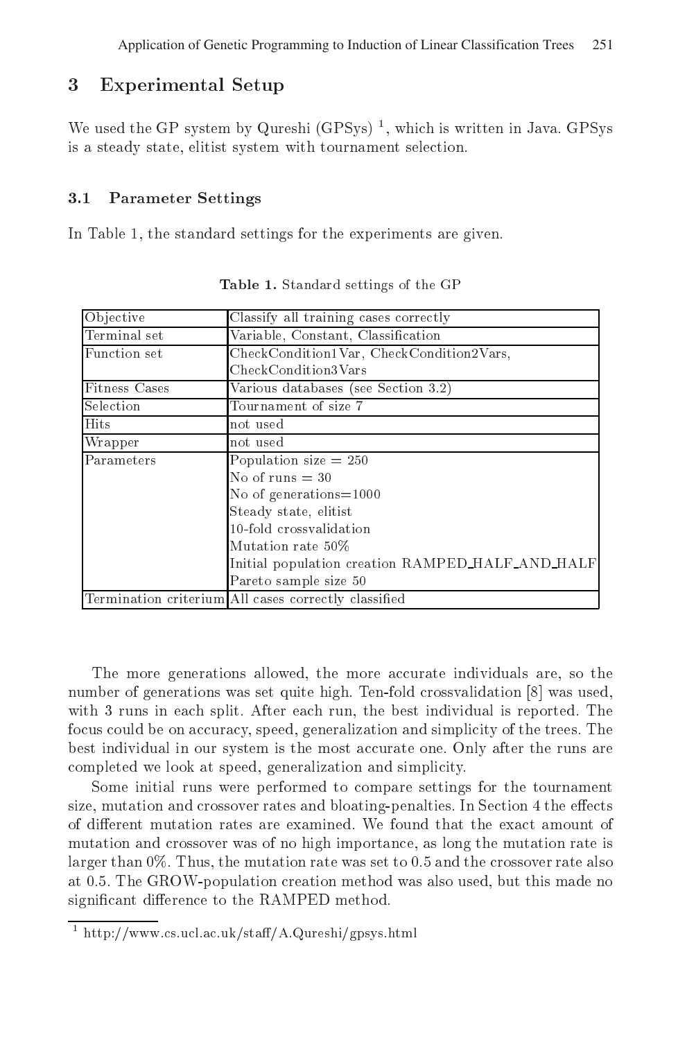## 3 Experimental Setup

We used the GP system by Qureshi (GPSys) [1], which is written in Java. GPSys is a steady state, elitist system with tournament selection.

### 3.1 Parameter Settings

In Table 1, the standard settings for the experiments are given.

**Table 1.** Standard settings of the GP

| | |
|---|---|
| Objective | Classify all training cases correctly |
| Terminal set | Variable, Constant, Classification |
| Function set | CheckCondition1Var, CheckCondition2Vars, CheckCondition3Vars |
| Fitness Cases | Various databases (see Section 3.2) |
| Selection | Tournament of size 7 |
| Hits | not used |
| Wrapper | not used |
| Parameters | Population size = 250<br>No of runs = 30<br>No of generations=1000<br>Steady state, elitist<br>10-fold crossvalidation<br>Mutation rate 50%<br>Initial population creation RAMPED_HALF_AND_HALF<br>Pareto sample size 50 |
| Termination criterium | All cases correctly classified |

The more generations allowed, the more accurate individuals are, so the number of generations was set quite high. Ten-fold crossvalidation [8] was used, with 3 runs in each split. After each run, the best individual is reported. The focus could be on accuracy, speed, generalization and simplicity of the trees. The best individual in our system is the most accurate one. Only after the runs are completed we look at speed, generalization and simplicity.

Some initial runs were performed to compare settings for the tournament size, mutation and crossover rates and bloating-penalties. In Section 4 the effects of different mutation rates are examined. We found that the exact amount of mutation and crossover was of no high importance, as long the mutation rate is larger than 0%. Thus, the mutation rate was set to 0.5 and the crossover rate also at 0.5. The GROW-population creation method was also used, but this made no significant difference to the RAMPED method.

[1] http://www.cs.ucl.ac.uk/staff/A.Qureshi/gpsys.html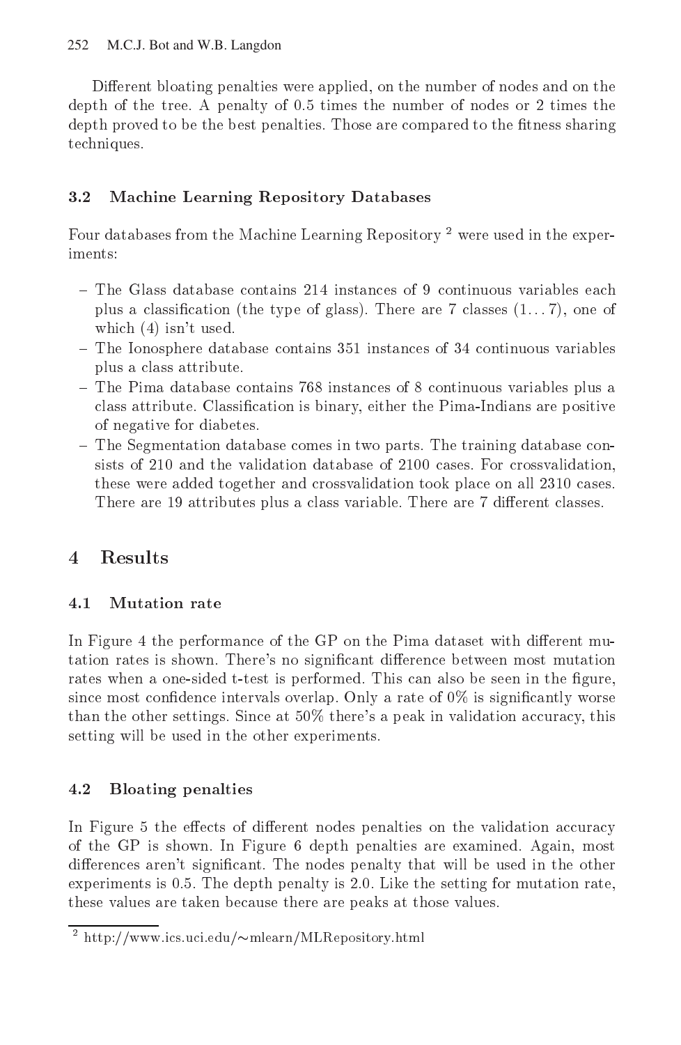Different bloating penalties were applied, on the number of nodes and on the depth of the tree. A penalty of 0.5 times the number of nodes or 2 times the depth proved to be the best penalties. Those are compared to the fitness sharing techniques.

### 3.2 Machine Learning Repository Databases

Four databases from the Machine Learning Repository [2] were used in the experiments:

- The Glass database contains 214 instances of 9 continuous variables each plus a classification (the type of glass). There are 7 classes (1...7), one of which (4) isn't used.
- The Ionosphere database contains 351 instances of 34 continuous variables plus a class attribute.
- The Pima database contains 768 instances of 8 continuous variables plus a class attribute. Classification is binary, either the Pima-Indians are positive of negative for diabetes.
- The Segmentation database comes in two parts. The training database consists of 210 and the validation database of 2100 cases. For crossvalidation, these were added together and crossvalidation took place on all 2310 cases. There are 19 attributes plus a class variable. There are 7 different classes.

## 4 Results

### 4.1 Mutation rate

In Figure 4 the performance of the GP on the Pima dataset with different mutation rates is shown. There's no significant difference between most mutation rates when a one-sided t-test is performed. This can also be seen in the figure, since most confidence intervals overlap. Only a rate of 0% is significantly worse than the other settings. Since at 50% there's a peak in validation accuracy, this setting will be used in the other experiments.

### 4.2 Bloating penalties

In Figure 5 the effects of different nodes penalties on the validation accuracy of the GP is shown. In Figure 6 depth penalties are examined. Again, most differences aren't significant. The nodes penalty that will be used in the other experiments is 0.5. The depth penalty is 2.0. Like the setting for mutation rate, these values are taken because there are peaks at those values.

[2] http://www.ics.uci.edu/~mlearn/MLRepository.html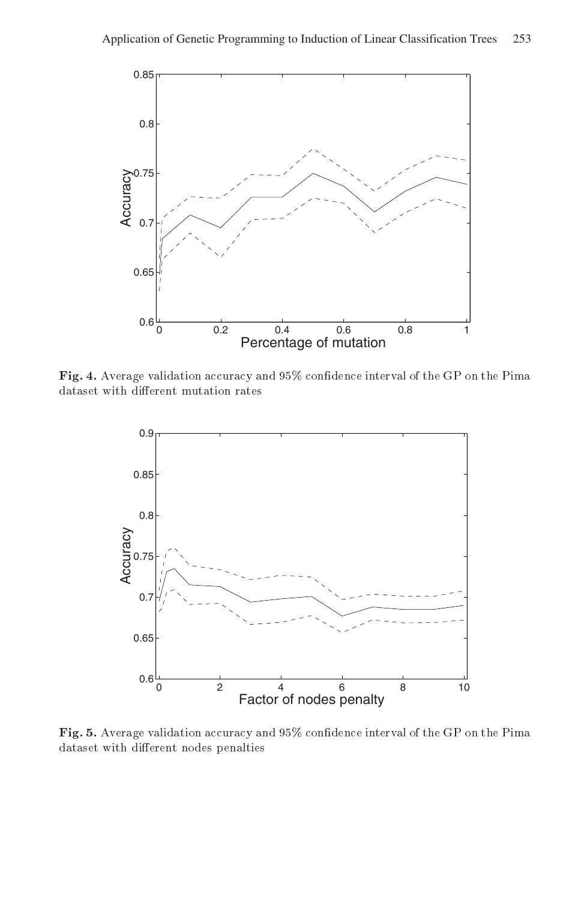**Fig. 4.** Average validation accuracy and 95% confidence interval of the GP on the Pima dataset with different mutation rates

**Fig. 5.** Average validation accuracy and 95% confidence interval of the GP on the Pima dataset with different nodes penalties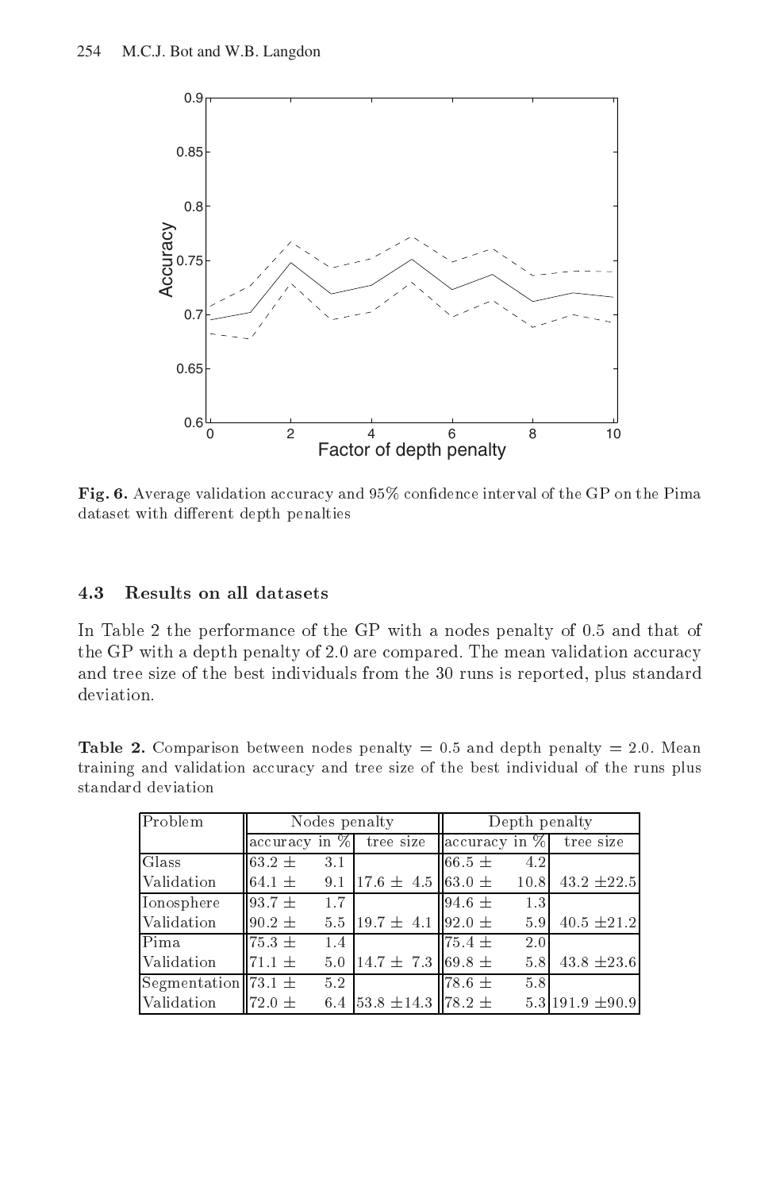Fig. 6. Average validation accuracy and 95% confidence interval of the GP on the Pima dataset with different depth penalties

### 4.3 Results on all datasets

In Table 2 the performance of the GP with a nodes penalty of 0.5 and that of the GP with a depth penalty of 2.0 are compared. The mean validation accuracy and tree size of the best individuals from the 30 runs is reported, plus standard deviation.

**Table 2.** Comparison between nodes penalty = 0.5 and depth penalty = 2.0. Mean training and validation accuracy and tree size of the best individual of the runs plus standard deviation

| Problem | Nodes penalty | | Depth penalty | |
|---|---|---|---|---|
| | accuracy in % | tree size | accuracy in % | tree size |
| Glass | 63.2 ± 3.1 | | 66.5 ± 4.2 | |
| Validation | 64.1 ± 9.1 | 17.6 ± 4.5 | 63.0 ± 10.8 | 43.2 ±22.5 |
| Ionosphere | 93.7 ± 1.7 | | 94.6 ± 1.3 | |
| Validation | 90.2 ± 5.5 | 19.7 ± 4.1 | 92.0 ± 5.9 | 40.5 ±21.2 |
| Pima | 75.3 ± 1.4 | | 75.4 ± 2.0 | |
| Validation | 71.1 ± 5.0 | 14.7 ± 7.3 | 69.8 ± 5.8 | 43.8 ±23.6 |
| Segmentation | 73.1 ± 5.2 | | 78.6 ± 5.8 | |
| Validation | 72.0 ± 6.4 | 53.8 ±14.3 | 78.2 ± 5.3 | 191.9 ±90.9 |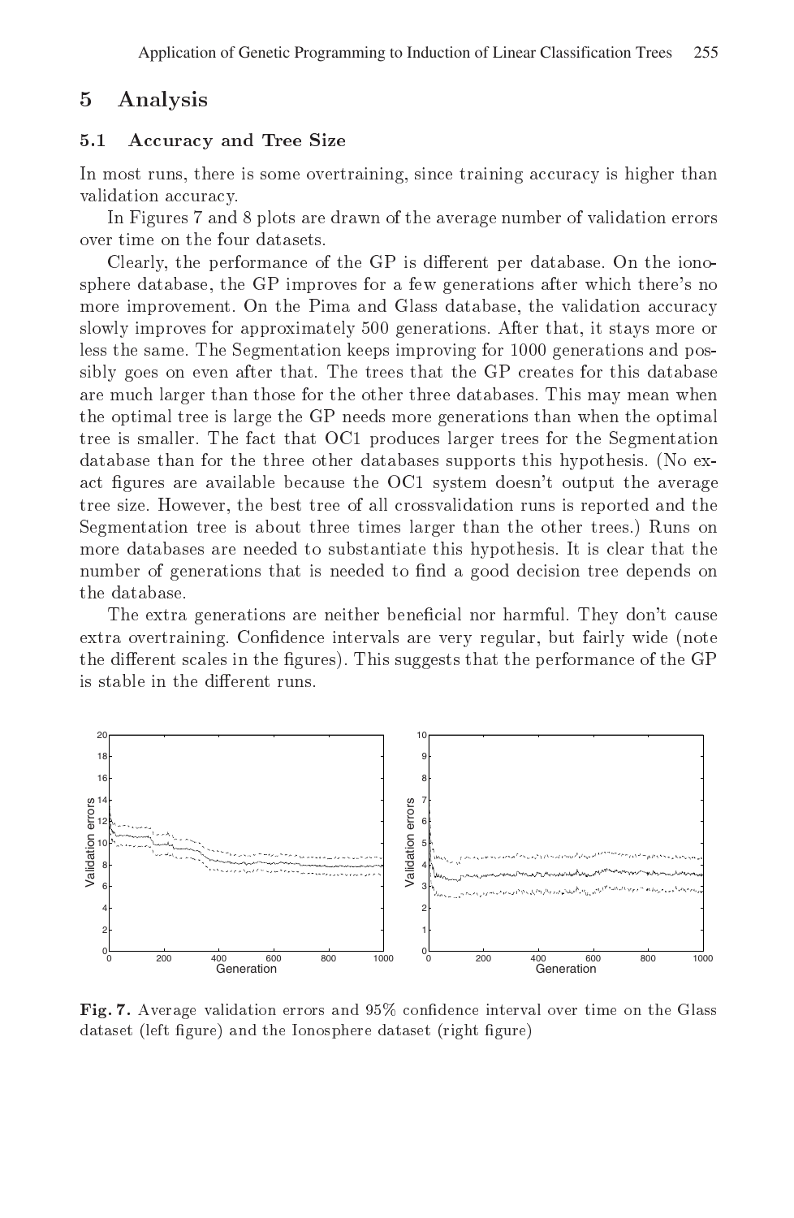## 5 Analysis

### 5.1 Accuracy and Tree Size

In most runs, there is some overtraining, since training accuracy is higher than validation accuracy.

In Figures 7 and 8 plots are drawn of the average number of validation errors over time on the four datasets.

Clearly, the performance of the GP is different per database. On the ionosphere database, the GP improves for a few generations after which there's no more improvement. On the Pima and Glass database, the validation accuracy slowly improves for approximately 500 generations. After that, it stays more or less the same. The Segmentation keeps improving for 1000 generations and possibly goes on even after that. The trees that the GP creates for this database are much larger than those for the other three databases. This may mean when the optimal tree is large the GP needs more generations than when the optimal tree is smaller. The fact that OC1 produces larger trees for the Segmentation database than for the three other databases supports this hypothesis. (No exact figures are available because the OC1 system doesn't output the average tree size. However, the best tree of all crossvalidation runs is reported and the Segmentation tree is about three times larger than the other trees.) Runs on more databases are needed to substantiate this hypothesis. It is clear that the number of generations that is needed to find a good decision tree depends on the database.

The extra generations are neither beneficial nor harmful. They don't cause extra overtraining. Confidence intervals are very regular, but fairly wide (note the different scales in the figures). This suggests that the performance of the GP is stable in the different runs.

**Fig. 7.** Average validation errors and 95% confidence interval over time on the Glass dataset (left figure) and the Ionosphere dataset (right figure)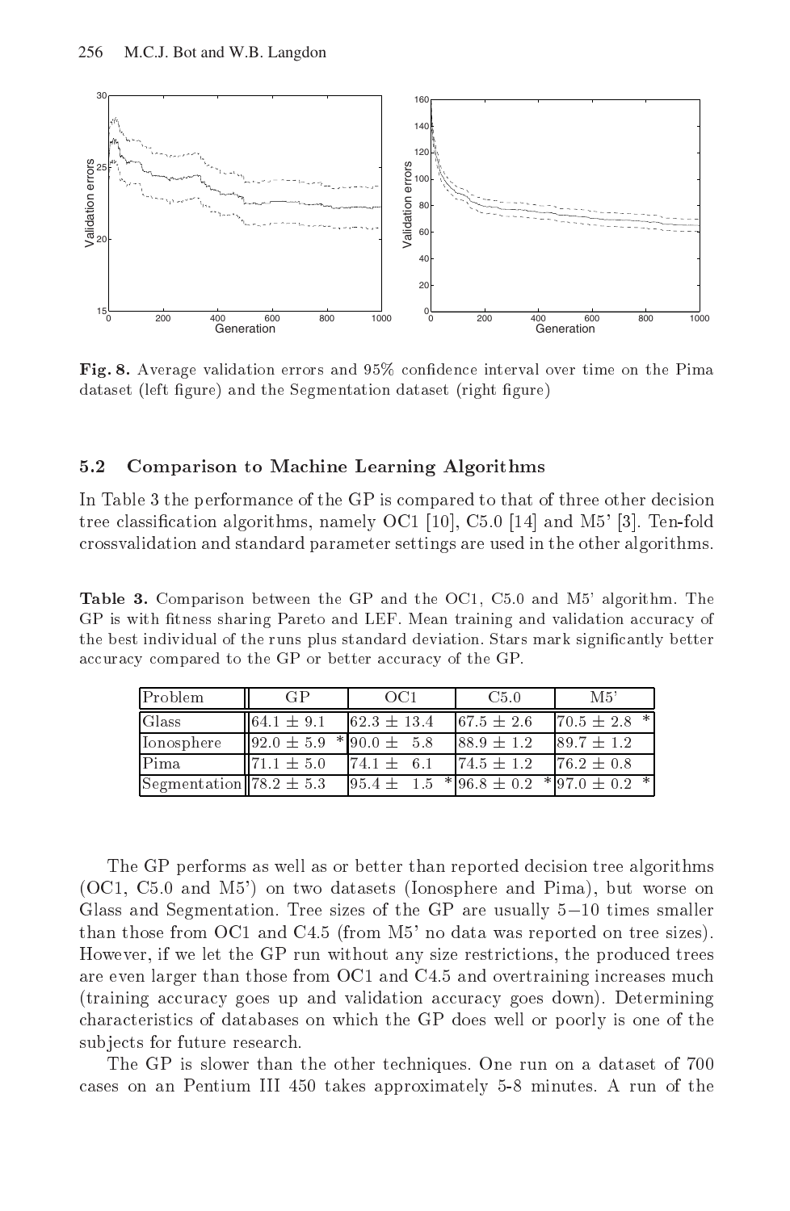**Fig. 8.** Average validation errors and 95% confidence interval over time on the Pima dataset (left figure) and the Segmentation dataset (right figure)

### 5.2 Comparison to Machine Learning Algorithms

In Table 3 the performance of the GP is compared to that of three other decision tree classification algorithms, namely OC1 [10], C5.0 [14] and M5' [3]. Ten-fold crossvalidation and standard parameter settings are used in the other algorithms.

**Table 3.** Comparison between the GP and the OC1, C5.0 and M5' algorithm. The GP is with fitness sharing Pareto and LEF. Mean training and validation accuracy of the best individual of the runs plus standard deviation. Stars mark significantly better accuracy compared to the GP or better accuracy of the GP.

| Problem | GP | OC1 | C5.0 | M5' |
|---|---|---|---|---|
| Glass | $64.1 \pm 9.1$ | $62.3 \pm 13.4$ | $67.5 \pm 2.6$ | $70.5 \pm 2.8$ * |
| Ionosphere | $92.0 \pm 5.9$ * | $90.0 \pm 5.8$ | $88.9 \pm 1.2$ | $89.7 \pm 1.2$ |
| Pima | $71.1 \pm 5.0$ | $74.1 \pm 6.1$ | $74.5 \pm 1.2$ | $76.2 \pm 0.8$ |
| Segmentation | $78.2 \pm 5.3$ | $95.4 \pm 1.5$ * | $96.8 \pm 0.2$ * | $97.0 \pm 0.2$ * |

The GP performs as well as or better than reported decision tree algorithms (OC1, C5.0 and M5') on two datasets (Ionosphere and Pima), but worse on Glass and Segmentation. Tree sizes of the GP are usually 5−10 times smaller than those from OC1 and C4.5 (from M5' no data was reported on tree sizes). However, if we let the GP run without any size restrictions, the produced trees are even larger than those from OC1 and C4.5 and overtraining increases much (training accuracy goes up and validation accuracy goes down). Determining characteristics of databases on which the GP does well or poorly is one of the subjects for future research.

The GP is slower than the other techniques. One run on a dataset of 700 cases on an Pentium III 450 takes approximately 5-8 minutes. A run of the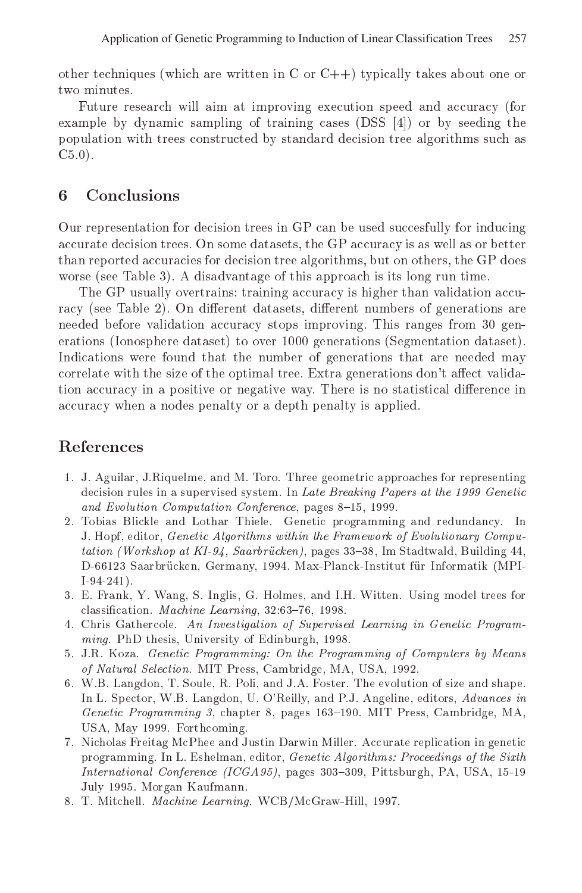other techniques (which are written in C or C++) typically takes about one or two minutes.

Future research will aim at improving execution speed and accuracy (for example by dynamic sampling of training cases (DSS [4]) or by seeding the population with trees constructed by standard decision tree algorithms such as C5.0).

## 6 Conclusions

Our representation for decision trees in GP can be used succesfully for inducing accurate decision trees. On some datasets, the GP accuracy is as well as or better than reported accuracies for decision tree algorithms, but on others, the GP does worse (see Table 3). A disadvantage of this approach is its long run time.

The GP usually overtrains: training accuracy is higher than validation accuracy (see Table 2). On different datasets, different numbers of generations are needed before validation accuracy stops improving. This ranges from 30 generations (Ionosphere dataset) to over 1000 generations (Segmentation dataset). Indications were found that the number of generations that are needed may correlate with the size of the optimal tree. Extra generations don't affect validation accuracy in a positive or negative way. There is no statistical difference in accuracy when a nodes penalty or a depth penalty is applied.

## References

1. J. Aguilar, J.Riquelme, and M. Toro. Three geometric approaches for representing decision rules in a supervised system. In *Late Breaking Papers at the 1999 Genetic and Evolution Computation Conference*, pages 8–15, 1999.
2. Tobias Blickle and Lothar Thiele. Genetic programming and redundancy. In J. Hopf, editor, *Genetic Algorithms within the Framework of Evolutionary Computation (Workshop at KI-94, Saarbrücken)*, pages 33–38, Im Stadtwald, Building 44, D-66123 Saarbrücken, Germany, 1994. Max-Planck-Institut für Informatik (MPI-I-94-241).
3. E. Frank, Y. Wang, S. Inglis, G. Holmes, and I.H. Witten. Using model trees for classification. *Machine Learning*, 32:63–76, 1998.
4. Chris Gathercole. *An Investigation of Supervised Learning in Genetic Programming*. PhD thesis, University of Edinburgh, 1998.
5. J.R. Koza. *Genetic Programming: On the Programming of Computers by Means of Natural Selection*. MIT Press, Cambridge, MA, USA, 1992.
6. W.B. Langdon, T. Soule, R. Poli, and J.A. Foster. The evolution of size and shape. In L. Spector, W.B. Langdon, U. O'Reilly, and P.J. Angeline, editors, *Advances in Genetic Programming 3*, chapter 8, pages 163–190. MIT Press, Cambridge, MA, USA, May 1999. Forthcoming.
7. Nicholas Freitag McPhee and Justin Darwin Miller. Accurate replication in genetic programming. In L. Eshelman, editor, *Genetic Algorithms: Proceedings of the Sixth International Conference (ICGA95)*, pages 303–309, Pittsburgh, PA, USA, 15-19 July 1995. Morgan Kaufmann.
8. T. Mitchell. *Machine Learning*. WCB/McGraw-Hill, 1997.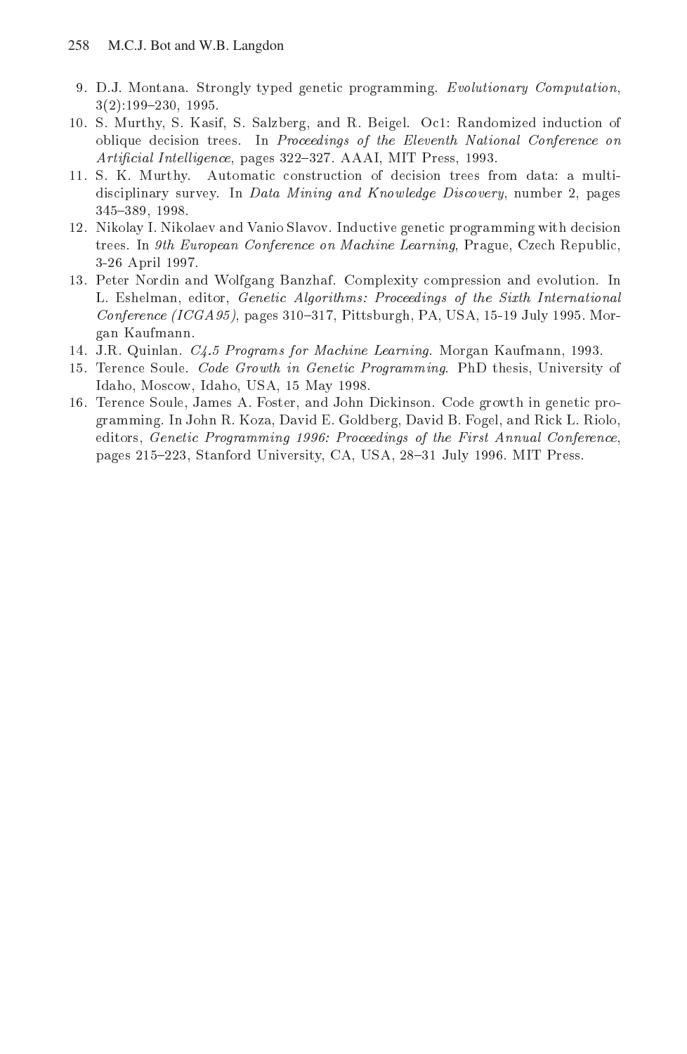9. D.J. Montana. Strongly typed genetic programming. *Evolutionary Computation*, 3(2):199–230, 1995.
10. S. Murthy, S. Kasif, S. Salzberg, and R. Beigel. Oc1: Randomized induction of oblique decision trees. In *Proceedings of the Eleventh National Conference on Artificial Intelligence*, pages 322–327. AAAI, MIT Press, 1993.
11. S. K. Murthy. Automatic construction of decision trees from data: a multi-disciplinary survey. In *Data Mining and Knowledge Discovery*, number 2, pages 345–389, 1998.
12. Nikolay I. Nikolaev and Vanio Slavov. Inductive genetic programming with decision trees. In *9th European Conference on Machine Learning*, Prague, Czech Republic, 3-26 April 1997.
13. Peter Nordin and Wolfgang Banzhaf. Complexity compression and evolution. In L. Eshelman, editor, *Genetic Algorithms: Proceedings of the Sixth International Conference (ICGA95)*, pages 310–317, Pittsburgh, PA, USA, 15-19 July 1995. Morgan Kaufmann.
14. J.R. Quinlan. *C4.5 Programs for Machine Learning*. Morgan Kaufmann, 1993.
15. Terence Soule. *Code Growth in Genetic Programming*. PhD thesis, University of Idaho, Moscow, Idaho, USA, 15 May 1998.
16. Terence Soule, James A. Foster, and John Dickinson. Code growth in genetic programming. In John R. Koza, David E. Goldberg, David B. Fogel, and Rick L. Riolo, editors, *Genetic Programming 1996: Proceedings of the First Annual Conference*, pages 215–223, Stanford University, CA, USA, 28–31 July 1996. MIT Press.